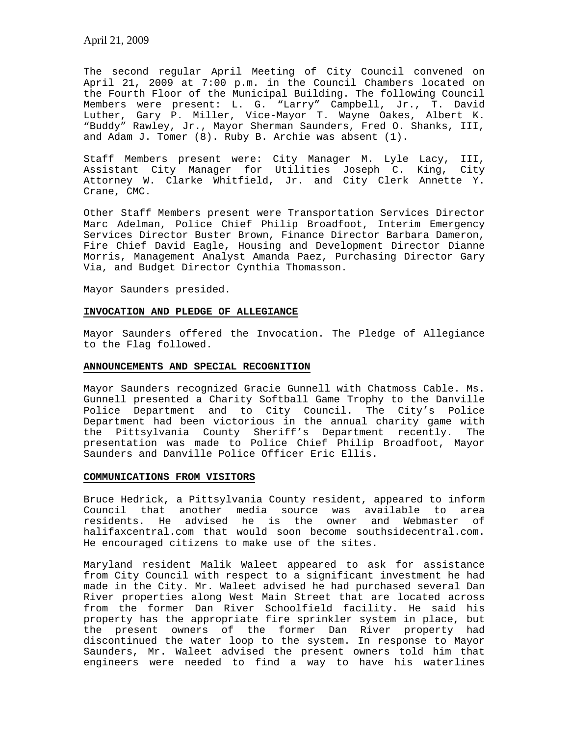April 21, 2009

The second regular April Meeting of City Council convened on April 21, 2009 at 7:00 p.m. in the Council Chambers located on the Fourth Floor of the Municipal Building. The following Council Members were present: L. G. “Larry” Campbell, Jr., T. David Luther, Gary P. Miller, Vice-Mayor T. Wayne Oakes, Albert K. “Buddy” Rawley, Jr., Mayor Sherman Saunders, Fred O. Shanks, III, and Adam J. Tomer (8). Ruby B. Archie was absent (1).

Staff Members present were: City Manager M. Lyle Lacy, III, Assistant City Manager for Utilities Joseph C. King, City Attorney W. Clarke Whitfield, Jr. and City Clerk Annette Y. Crane, CMC.

Other Staff Members present were Transportation Services Director Marc Adelman, Police Chief Philip Broadfoot, Interim Emergency Services Director Buster Brown, Finance Director Barbara Dameron, Fire Chief David Eagle, Housing and Development Director Dianne Morris, Management Analyst Amanda Paez, Purchasing Director Gary Via, and Budget Director Cynthia Thomasson.

Mayor Saunders presided.

**INVOCATION AND PLEDGE OF ALLEGIANCE**

Mayor Saunders offered the Invocation. The Pledge of Allegiance to the Flag followed.

**ANNOUNCEMENTS AND SPECIAL RECOGNITION**

Mayor Saunders recognized Gracie Gunnell with Chatmoss Cable. Ms. Gunnell presented a Charity Softball Game Trophy to the Danville Police Department and to City Council. The City’s Police Department had been victorious in the annual charity game with the Pittsylvania County Sheriff’s Department recently. The presentation was made to Police Chief Philip Broadfoot, Mayor Saunders and Danville Police Officer Eric Ellis.

**COMMUNICATIONS FROM VISITORS**

Bruce Hedrick, a Pittsylvania County resident, appeared to inform Council that another media source was available to area residents. He advised he is the owner and Webmaster of halifaxcentral.com that would soon become southsidecentral.com. He encouraged citizens to make use of the sites.

Maryland resident Malik Waleet appeared to ask for assistance from City Council with respect to a significant investment he had made in the City. Mr. Waleet advised he had purchased several Dan River properties along West Main Street that are located across from the former Dan River Schoolfield facility. He said his property has the appropriate fire sprinkler system in place, but the present owners of the former Dan River property had discontinued the water loop to the system. In response to Mayor Saunders, Mr. Waleet advised the present owners told him that engineers were needed to find a way to have his waterlines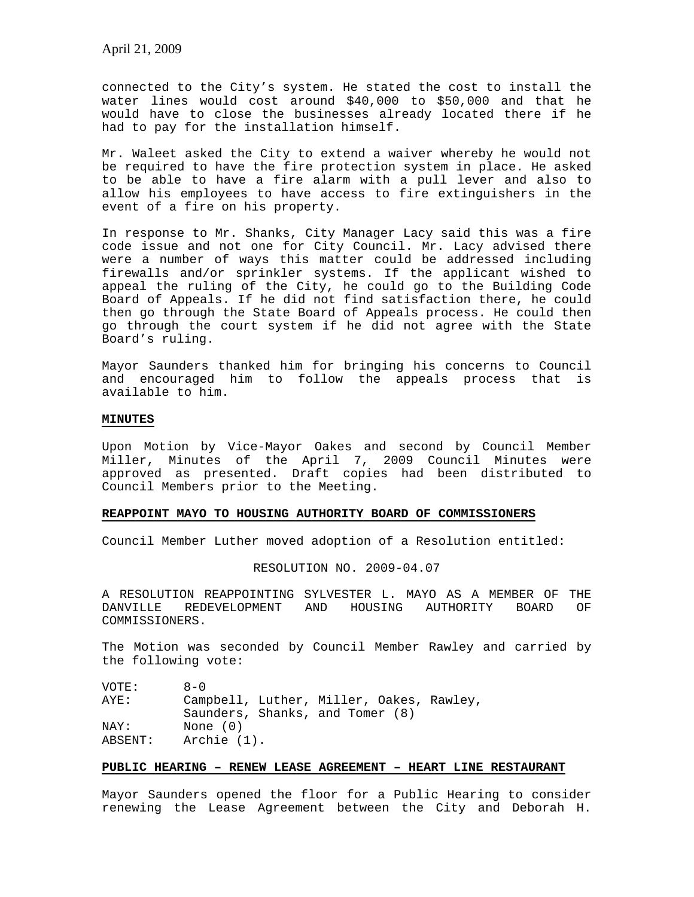connected to the City's system. He stated the cost to install the water lines would cost around $40,000 to $50,000 and that he would have to close the businesses already located there if he had to pay for the installation himself.

Mr. Waleet asked the City to extend a waiver whereby he would not be required to have the fire protection system in place. He asked to be able to have a fire alarm with a pull lever and also to allow his employees to have access to fire extinguishers in the event of a fire on his property.

In response to Mr. Shanks, City Manager Lacy said this was a fire code issue and not one for City Council. Mr. Lacy advised there were a number of ways this matter could be addressed including firewalls and/or sprinkler systems. If the applicant wished to appeal the ruling of the City, he could go to the Building Code Board of Appeals. If he did not find satisfaction there, he could then go through the State Board of Appeals process. He could then go through the court system if he did not agree with the State Board's ruling.

Mayor Saunders thanked him for bringing his concerns to Council and encouraged him to follow the appeals process that is available to him.

**MINUTES**

Upon Motion by Vice-Mayor Oakes and second by Council Member Miller, Minutes of the April 7, 2009 Council Minutes were approved as presented. Draft copies had been distributed to Council Members prior to the Meeting.

**REAPPOINT MAYO TO HOUSING AUTHORITY BOARD OF COMMISSIONERS**

Council Member Luther moved adoption of a Resolution entitled:

RESOLUTION NO. 2009-04.07

A RESOLUTION REAPPOINTING SYLVESTER L. MAYO AS A MEMBER OF THE DANVILLE REDEVELOPMENT AND HOUSING AUTHORITY BOARD OF COMMISSIONERS.

The Motion was seconded by Council Member Rawley and carried by the following vote:

VOTE: 8-0
AYE: Campbell, Luther, Miller, Oakes, Rawley, Saunders, Shanks, and Tomer (8)
NAY: None (0)
ABSENT: Archie (1).

**PUBLIC HEARING – RENEW LEASE AGREEMENT – HEART LINE RESTAURANT**

Mayor Saunders opened the floor for a Public Hearing to consider renewing the Lease Agreement between the City and Deborah H.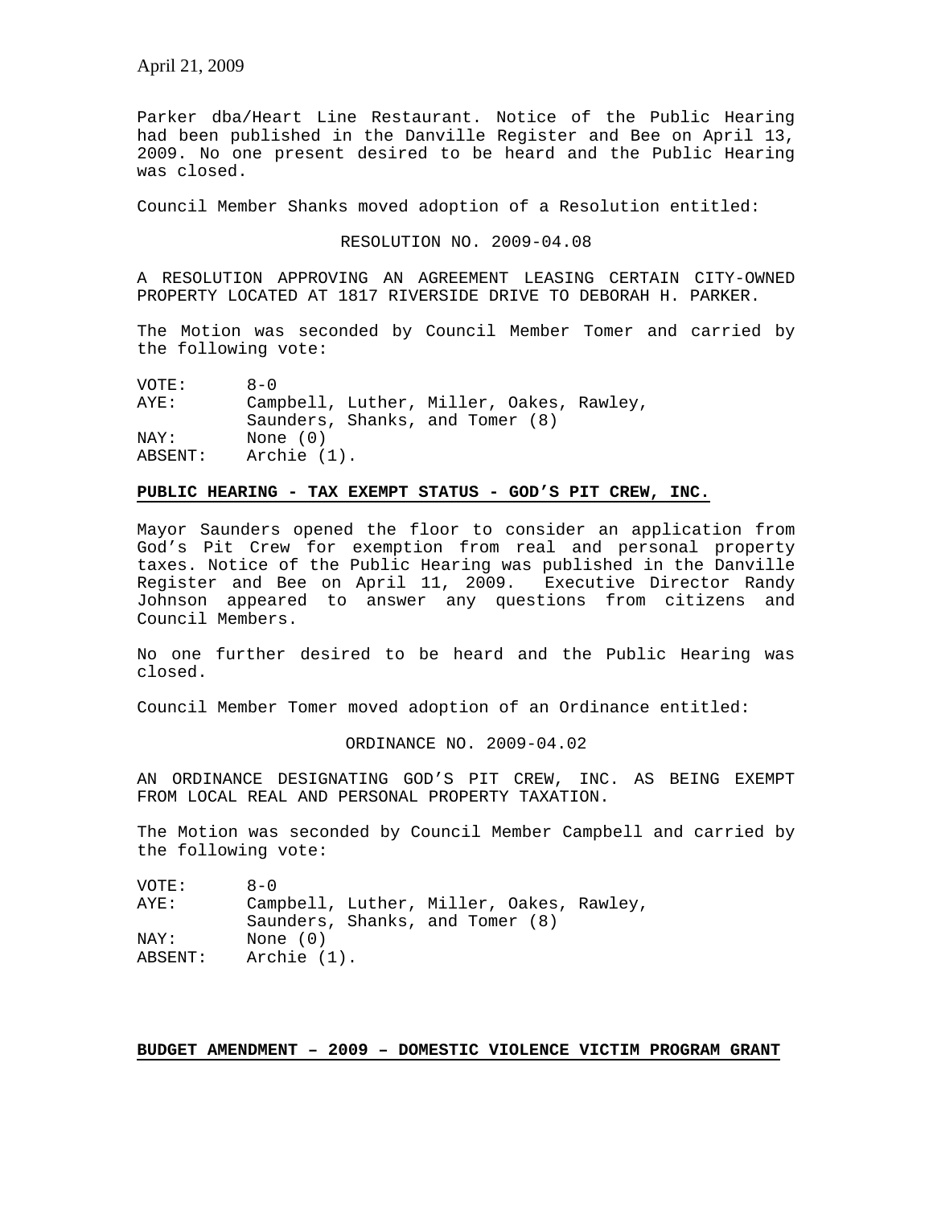Parker dba/Heart Line Restaurant. Notice of the Public Hearing had been published in the Danville Register and Bee on April 13, 2009. No one present desired to be heard and the Public Hearing was closed.

Council Member Shanks moved adoption of a Resolution entitled:

RESOLUTION NO. 2009-04.08

A RESOLUTION APPROVING AN AGREEMENT LEASING CERTAIN CITY-OWNED PROPERTY LOCATED AT 1817 RIVERSIDE DRIVE TO DEBORAH H. PARKER.

The Motion was seconded by Council Member Tomer and carried by the following vote:

VOTE: 8-0
AYE: Campbell, Luther, Miller, Oakes, Rawley, Saunders, Shanks, and Tomer (8)
NAY: None (0)
ABSENT: Archie (1).

**PUBLIC HEARING - TAX EXEMPT STATUS - GOD'S PIT CREW, INC.**

Mayor Saunders opened the floor to consider an application from God's Pit Crew for exemption from real and personal property taxes. Notice of the Public Hearing was published in the Danville Register and Bee on April 11, 2009. Executive Director Randy Johnson appeared to answer any questions from citizens and Council Members.

No one further desired to be heard and the Public Hearing was closed.

Council Member Tomer moved adoption of an Ordinance entitled:

ORDINANCE NO. 2009-04.02

AN ORDINANCE DESIGNATING GOD'S PIT CREW, INC. AS BEING EXEMPT FROM LOCAL REAL AND PERSONAL PROPERTY TAXATION.

The Motion was seconded by Council Member Campbell and carried by the following vote:

VOTE: 8-0
AYE: Campbell, Luther, Miller, Oakes, Rawley, Saunders, Shanks, and Tomer (8)
NAY: None (0)
ABSENT: Archie (1).

**BUDGET AMENDMENT – 2009 – DOMESTIC VIOLENCE VICTIM PROGRAM GRANT**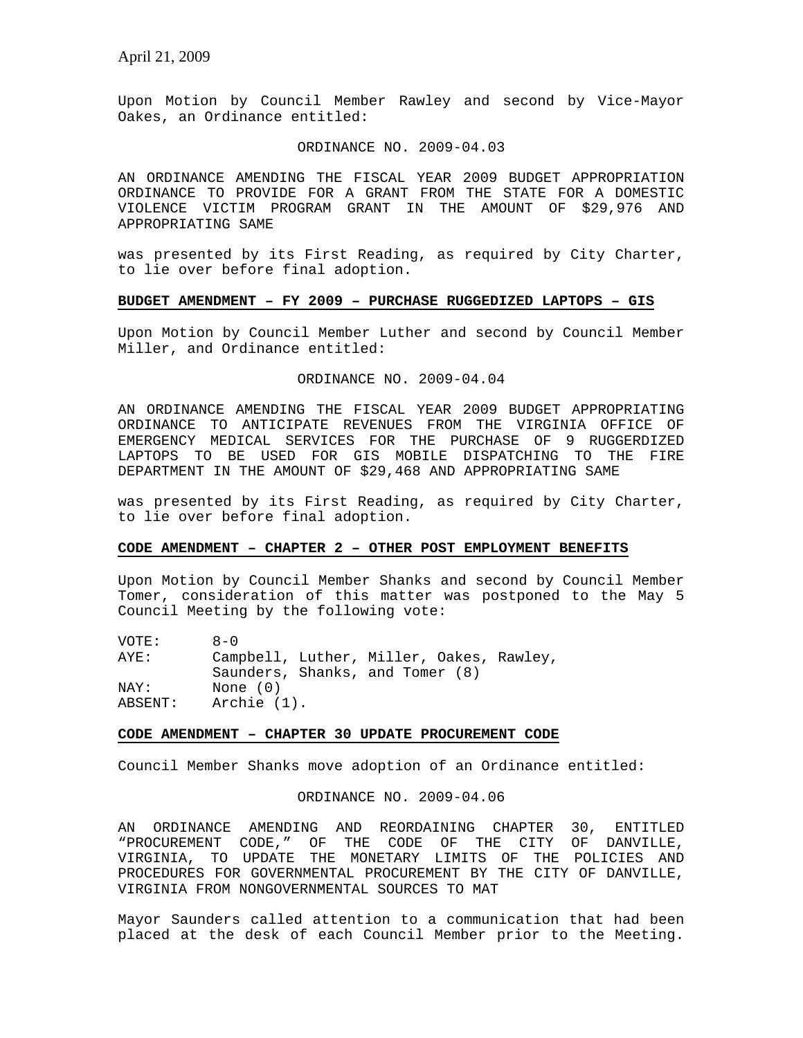Upon Motion by Council Member Rawley and second by Vice-Mayor Oakes, an Ordinance entitled:

ORDINANCE NO. 2009-04.03

AN ORDINANCE AMENDING THE FISCAL YEAR 2009 BUDGET APPROPRIATION ORDINANCE TO PROVIDE FOR A GRANT FROM THE STATE FOR A DOMESTIC VIOLENCE VICTIM PROGRAM GRANT IN THE AMOUNT OF $29,976 AND APPROPRIATING SAME

was presented by its First Reading, as required by City Charter, to lie over before final adoption.

**BUDGET AMENDMENT – FY 2009 – PURCHASE RUGGEDIZED LAPTOPS – GIS**

Upon Motion by Council Member Luther and second by Council Member Miller, and Ordinance entitled:

ORDINANCE NO. 2009-04.04

AN ORDINANCE AMENDING THE FISCAL YEAR 2009 BUDGET APPROPRIATING ORDINANCE TO ANTICIPATE REVENUES FROM THE VIRGINIA OFFICE OF EMERGENCY MEDICAL SERVICES FOR THE PURCHASE OF 9 RUGGERDIZED LAPTOPS TO BE USED FOR GIS MOBILE DISPATCHING TO THE FIRE DEPARTMENT IN THE AMOUNT OF $29,468 AND APPROPRIATING SAME

was presented by its First Reading, as required by City Charter, to lie over before final adoption.

**CODE AMENDMENT – CHAPTER 2 – OTHER POST EMPLOYMENT BENEFITS**

Upon Motion by Council Member Shanks and second by Council Member Tomer, consideration of this matter was postponed to the May 5 Council Meeting by the following vote:

VOTE: 8-0
AYE: Campbell, Luther, Miller, Oakes, Rawley, Saunders, Shanks, and Tomer (8)
NAY: None (0)
ABSENT: Archie (1).

**CODE AMENDMENT – CHAPTER 30 UPDATE PROCUREMENT CODE**

Council Member Shanks move adoption of an Ordinance entitled:

ORDINANCE NO. 2009-04.06

AN ORDINANCE AMENDING AND REORDAINING CHAPTER 30, ENTITLED "PROCUREMENT CODE," OF THE CODE OF THE CITY OF DANVILLE, VIRGINIA, TO UPDATE THE MONETARY LIMITS OF THE POLICIES AND PROCEDURES FOR GOVERNMENTAL PROCUREMENT BY THE CITY OF DANVILLE, VIRGINIA FROM NONGOVERNMENTAL SOURCES TO MAT

Mayor Saunders called attention to a communication that had been placed at the desk of each Council Member prior to the Meeting.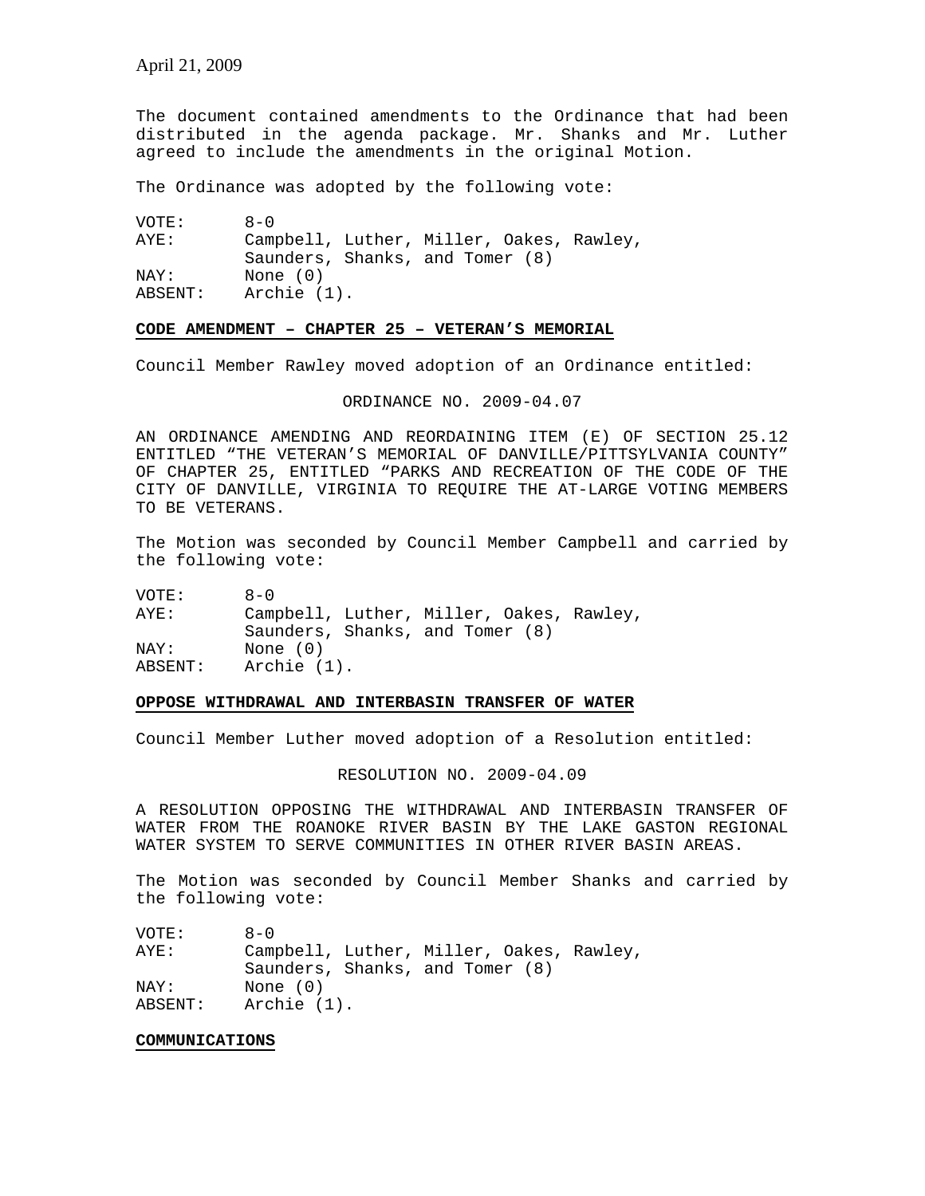The document contained amendments to the Ordinance that had been distributed in the agenda package. Mr. Shanks and Mr. Luther agreed to include the amendments in the original Motion.

The Ordinance was adopted by the following vote:

| | |
|---|---|
| VOTE: | 8-0 |
| AYE: | Campbell, Luther, Miller, Oakes, Rawley, Saunders, Shanks, and Tomer (8) |
| NAY: | None (0) |
| ABSENT: | Archie (1). |

**CODE AMENDMENT – CHAPTER 25 – VETERAN'S MEMORIAL**

Council Member Rawley moved adoption of an Ordinance entitled:

ORDINANCE NO. 2009-04.07

AN ORDINANCE AMENDING AND REORDAINING ITEM (E) OF SECTION 25.12 ENTITLED "THE VETERAN'S MEMORIAL OF DANVILLE/PITTSYLVANIA COUNTY" OF CHAPTER 25, ENTITLED "PARKS AND RECREATION OF THE CODE OF THE CITY OF DANVILLE, VIRGINIA TO REQUIRE THE AT-LARGE VOTING MEMBERS TO BE VETERANS.

The Motion was seconded by Council Member Campbell and carried by the following vote:

| | |
|---|---|
| VOTE: | 8-0 |
| AYE: | Campbell, Luther, Miller, Oakes, Rawley, Saunders, Shanks, and Tomer (8) |
| NAY: | None (0) |
| ABSENT: | Archie (1). |

**OPPOSE WITHDRAWAL AND INTERBASIN TRANSFER OF WATER**

Council Member Luther moved adoption of a Resolution entitled:

RESOLUTION NO. 2009-04.09

A RESOLUTION OPPOSING THE WITHDRAWAL AND INTERBASIN TRANSFER OF WATER FROM THE ROANOKE RIVER BASIN BY THE LAKE GASTON REGIONAL WATER SYSTEM TO SERVE COMMUNITIES IN OTHER RIVER BASIN AREAS.

The Motion was seconded by Council Member Shanks and carried by the following vote:

| | |
|---|---|
| VOTE: | 8-0 |
| AYE: | Campbell, Luther, Miller, Oakes, Rawley, Saunders, Shanks, and Tomer (8) |
| NAY: | None (0) |
| ABSENT: | Archie (1). |

**COMMUNICATIONS**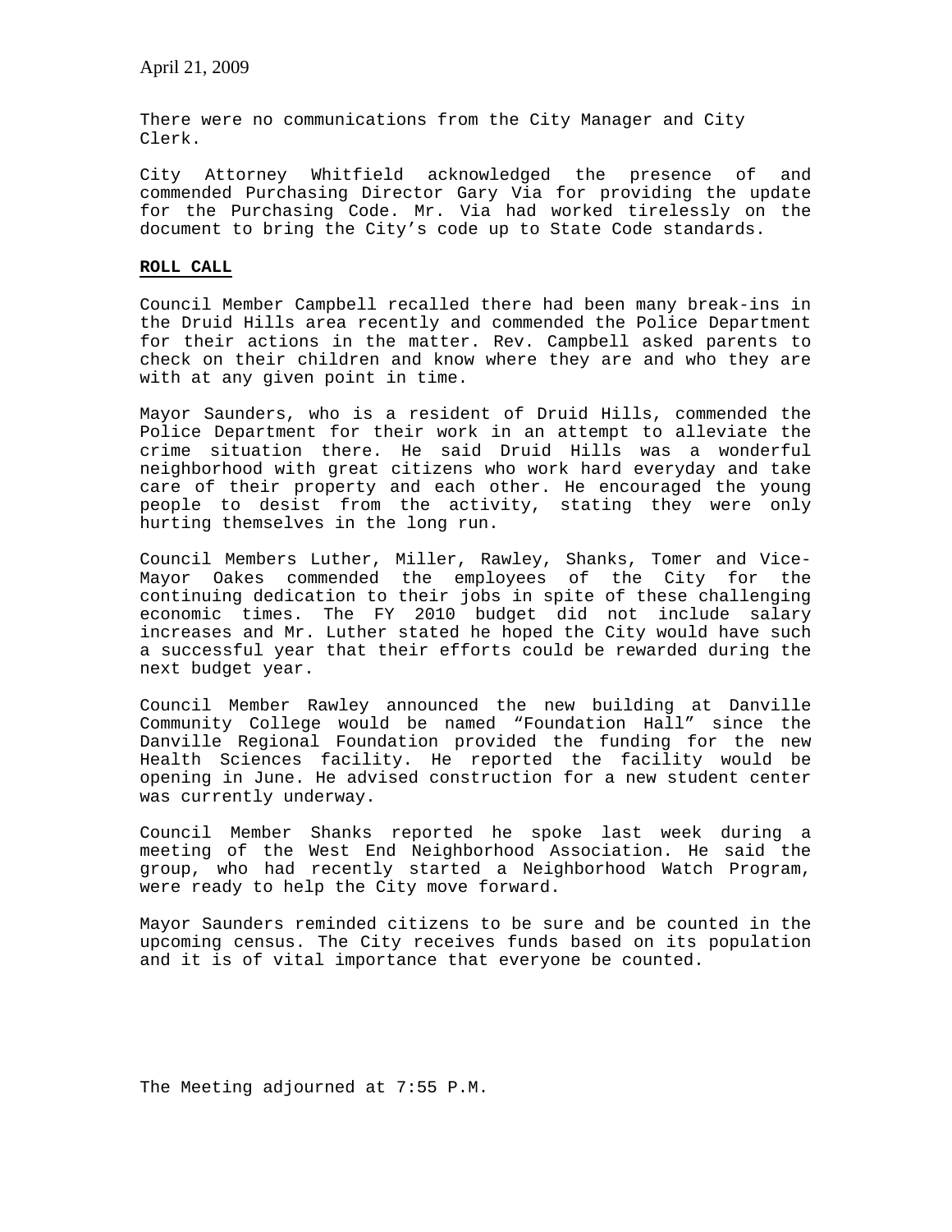There were no communications from the City Manager and City Clerk.

City Attorney Whitfield acknowledged the presence of and commended Purchasing Director Gary Via for providing the update for the Purchasing Code. Mr. Via had worked tirelessly on the document to bring the City's code up to State Code standards.

**ROLL CALL**

Council Member Campbell recalled there had been many break-ins in the Druid Hills area recently and commended the Police Department for their actions in the matter. Rev. Campbell asked parents to check on their children and know where they are and who they are with at any given point in time.

Mayor Saunders, who is a resident of Druid Hills, commended the Police Department for their work in an attempt to alleviate the crime situation there. He said Druid Hills was a wonderful neighborhood with great citizens who work hard everyday and take care of their property and each other. He encouraged the young people to desist from the activity, stating they were only hurting themselves in the long run.

Council Members Luther, Miller, Rawley, Shanks, Tomer and Vice-Mayor Oakes commended the employees of the City for the continuing dedication to their jobs in spite of these challenging economic times. The FY 2010 budget did not include salary increases and Mr. Luther stated he hoped the City would have such a successful year that their efforts could be rewarded during the next budget year.

Council Member Rawley announced the new building at Danville Community College would be named "Foundation Hall" since the Danville Regional Foundation provided the funding for the new Health Sciences facility. He reported the facility would be opening in June. He advised construction for a new student center was currently underway.

Council Member Shanks reported he spoke last week during a meeting of the West End Neighborhood Association. He said the group, who had recently started a Neighborhood Watch Program, were ready to help the City move forward.

Mayor Saunders reminded citizens to be sure and be counted in the upcoming census. The City receives funds based on its population and it is of vital importance that everyone be counted.

The Meeting adjourned at 7:55 P.M.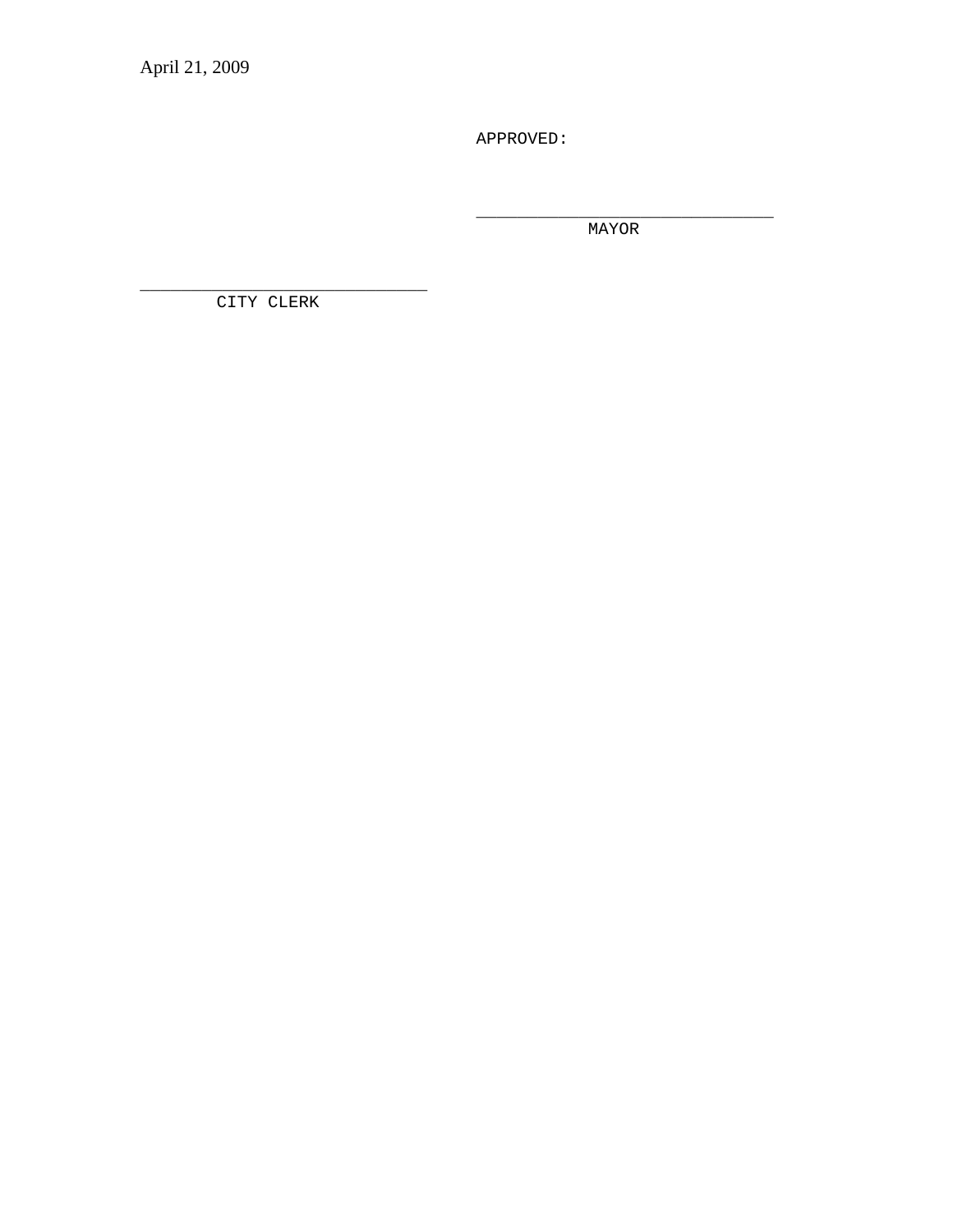April 21, 2009

APPROVED:

______________________________
MAYOR

______________________________
CITY CLERK